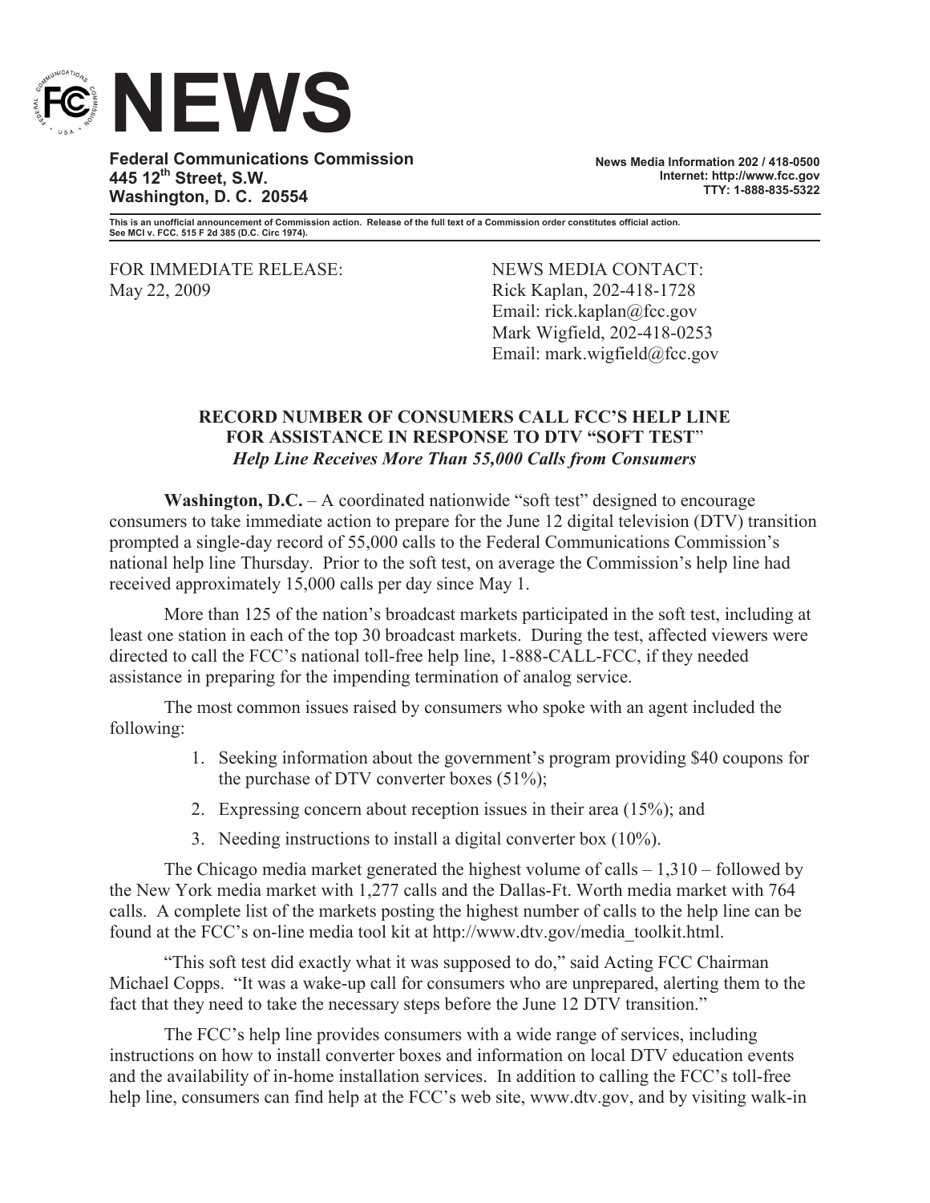# NEWS

**Federal Communications Commission**
**445 12th Street, S.W.**
**Washington, D. C. 20554**

**News Media Information 202 / 418-0500**
**Internet: http://www.fcc.gov**
**TTY: 1-888-835-5322**

**This is an unofficial announcement of Commission action. Release of the full text of a Commission order constitutes official action. See MCI v. FCC. 515 F 2d 385 (D.C. Circ 1974).**

FOR IMMEDIATE RELEASE:
May 22, 2009

NEWS MEDIA CONTACT:
Rick Kaplan, 202-418-1728
Email: rick.kaplan@fcc.gov
Mark Wigfield, 202-418-0253
Email: mark.wigfield@fcc.gov

## RECORD NUMBER OF CONSUMERS CALL FCC'S HELP LINE FOR ASSISTANCE IN RESPONSE TO DTV "SOFT TEST"

***Help Line Receives More Than 55,000 Calls from Consumers***

**Washington, D.C.** – A coordinated nationwide "soft test" designed to encourage consumers to take immediate action to prepare for the June 12 digital television (DTV) transition prompted a single-day record of 55,000 calls to the Federal Communications Commission's national help line Thursday. Prior to the soft test, on average the Commission's help line had received approximately 15,000 calls per day since May 1.

More than 125 of the nation's broadcast markets participated in the soft test, including at least one station in each of the top 30 broadcast markets. During the test, affected viewers were directed to call the FCC's national toll-free help line, 1-888-CALL-FCC, if they needed assistance in preparing for the impending termination of analog service.

The most common issues raised by consumers who spoke with an agent included the following:

1. Seeking information about the government's program providing $40 coupons for the purchase of DTV converter boxes (51%);
2. Expressing concern about reception issues in their area (15%); and
3. Needing instructions to install a digital converter box (10%).

The Chicago media market generated the highest volume of calls – 1,310 – followed by the New York media market with 1,277 calls and the Dallas-Ft. Worth media market with 764 calls. A complete list of the markets posting the highest number of calls to the help line can be found at the FCC's on-line media tool kit at http://www.dtv.gov/media_toolkit.html.

"This soft test did exactly what it was supposed to do," said Acting FCC Chairman Michael Copps. "It was a wake-up call for consumers who are unprepared, alerting them to the fact that they need to take the necessary steps before the June 12 DTV transition."

The FCC's help line provides consumers with a wide range of services, including instructions on how to install converter boxes and information on local DTV education events and the availability of in-home installation services. In addition to calling the FCC's toll-free help line, consumers can find help at the FCC's web site, www.dtv.gov, and by visiting walk-in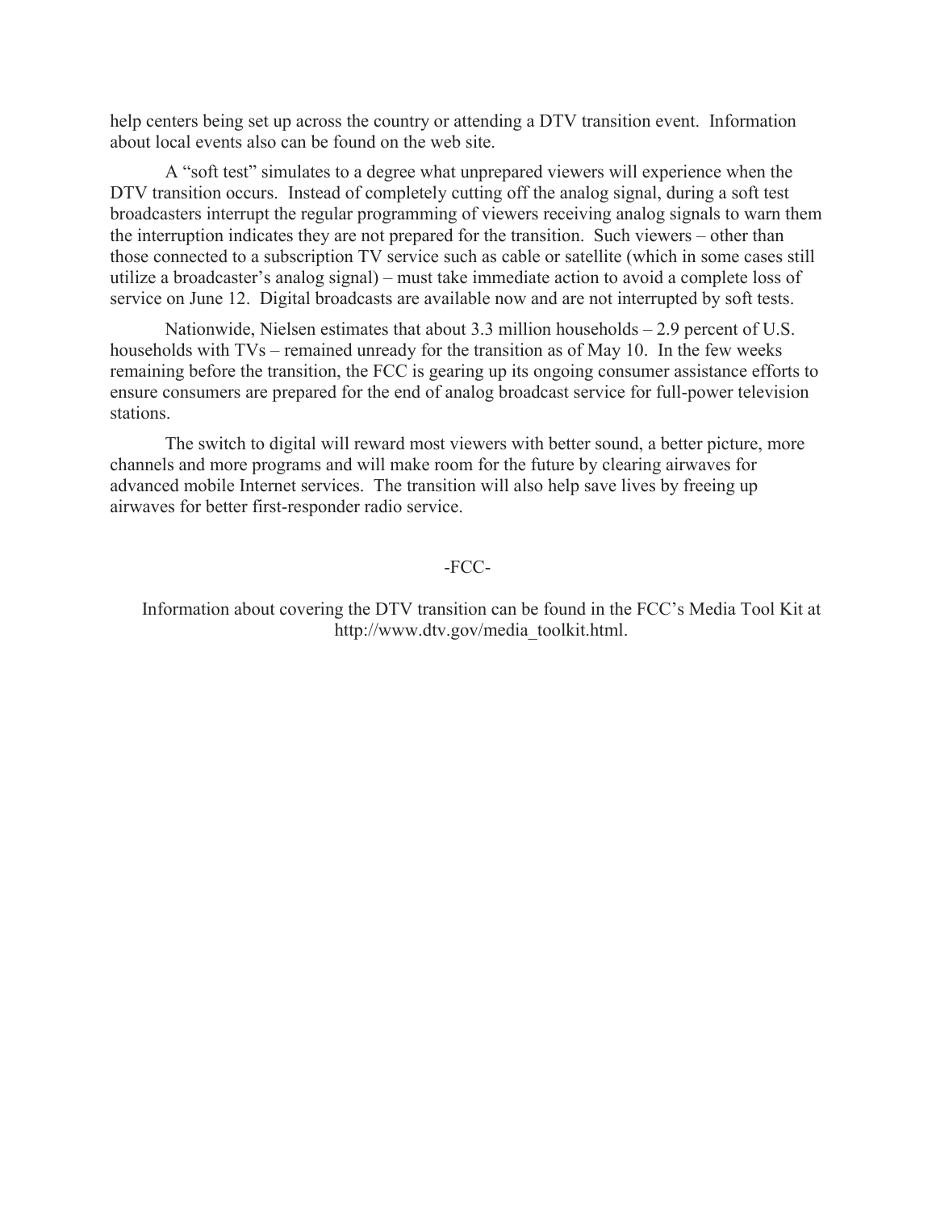help centers being set up across the country or attending a DTV transition event. Information about local events also can be found on the web site.

A "soft test" simulates to a degree what unprepared viewers will experience when the DTV transition occurs. Instead of completely cutting off the analog signal, during a soft test broadcasters interrupt the regular programming of viewers receiving analog signals to warn them the interruption indicates they are not prepared for the transition. Such viewers – other than those connected to a subscription TV service such as cable or satellite (which in some cases still utilize a broadcaster's analog signal) – must take immediate action to avoid a complete loss of service on June 12. Digital broadcasts are available now and are not interrupted by soft tests.

Nationwide, Nielsen estimates that about 3.3 million households – 2.9 percent of U.S. households with TVs – remained unready for the transition as of May 10. In the few weeks remaining before the transition, the FCC is gearing up its ongoing consumer assistance efforts to ensure consumers are prepared for the end of analog broadcast service for full-power television stations.

The switch to digital will reward most viewers with better sound, a better picture, more channels and more programs and will make room for the future by clearing airwaves for advanced mobile Internet services. The transition will also help save lives by freeing up airwaves for better first-responder radio service.

-FCC-

Information about covering the DTV transition can be found in the FCC's Media Tool Kit at http://www.dtv.gov/media_toolkit.html.